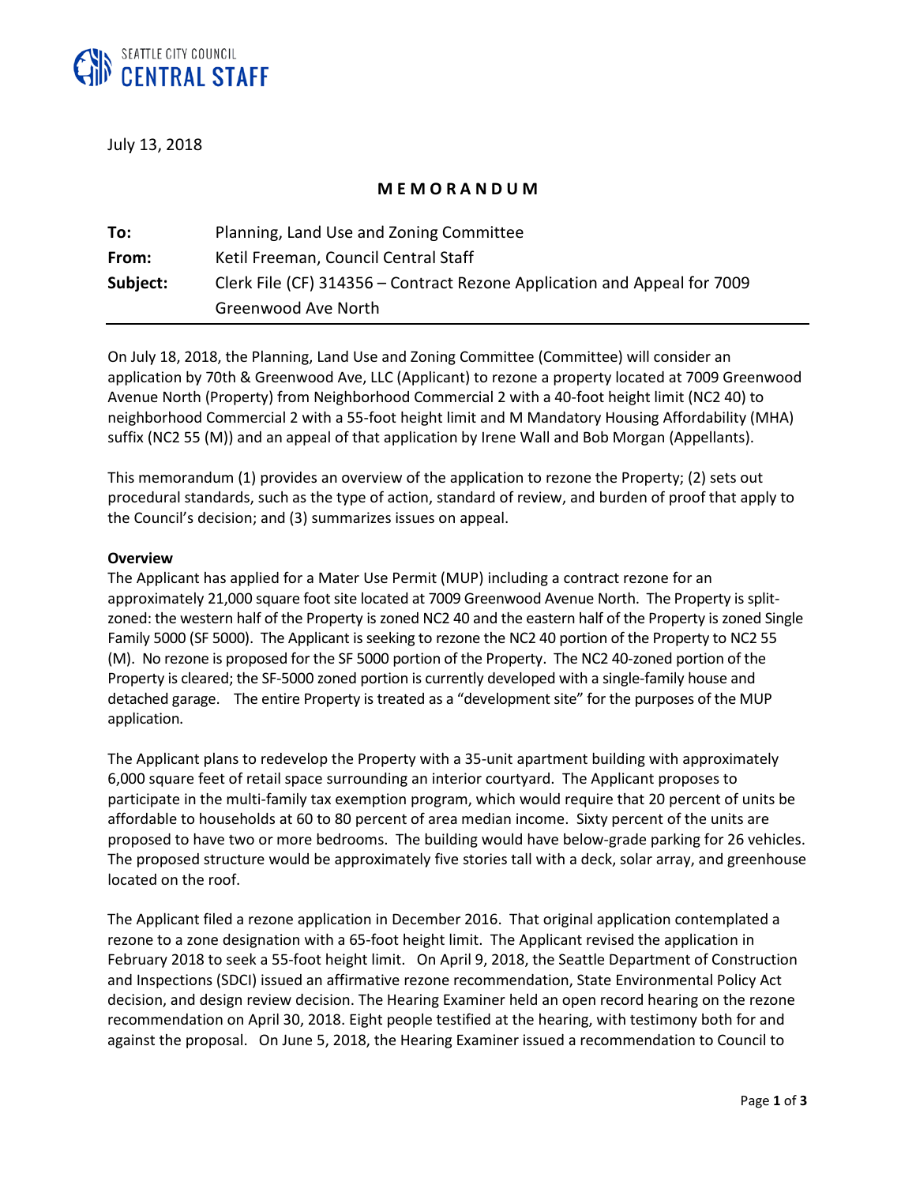SEATTLE CITY COUNCIL
**CENTRAL STAFF**

July 13, 2018

## MEMORANDUM

| | |
|---|---|
| **To:** | Planning, Land Use and Zoning Committee |
| **From:** | Ketil Freeman, Council Central Staff |
| **Subject:** | Clerk File (CF) 314356 – Contract Rezone Application and Appeal for 7009 Greenwood Ave North |

On July 18, 2018, the Planning, Land Use and Zoning Committee (Committee) will consider an application by 70th & Greenwood Ave, LLC (Applicant) to rezone a property located at 7009 Greenwood Avenue North (Property) from Neighborhood Commercial 2 with a 40-foot height limit (NC2 40) to neighborhood Commercial 2 with a 55-foot height limit and M Mandatory Housing Affordability (MHA) suffix (NC2 55 (M)) and an appeal of that application by Irene Wall and Bob Morgan (Appellants).

This memorandum (1) provides an overview of the application to rezone the Property; (2) sets out procedural standards, such as the type of action, standard of review, and burden of proof that apply to the Council's decision; and (3) summarizes issues on appeal.

**Overview**

The Applicant has applied for a Mater Use Permit (MUP) including a contract rezone for an approximately 21,000 square foot site located at 7009 Greenwood Avenue North. The Property is split-zoned: the western half of the Property is zoned NC2 40 and the eastern half of the Property is zoned Single Family 5000 (SF 5000). The Applicant is seeking to rezone the NC2 40 portion of the Property to NC2 55 (M). No rezone is proposed for the SF 5000 portion of the Property. The NC2 40-zoned portion of the Property is cleared; the SF-5000 zoned portion is currently developed with a single-family house and detached garage. The entire Property is treated as a "development site" for the purposes of the MUP application.

The Applicant plans to redevelop the Property with a 35-unit apartment building with approximately 6,000 square feet of retail space surrounding an interior courtyard. The Applicant proposes to participate in the multi-family tax exemption program, which would require that 20 percent of units be affordable to households at 60 to 80 percent of area median income. Sixty percent of the units are proposed to have two or more bedrooms. The building would have below-grade parking for 26 vehicles. The proposed structure would be approximately five stories tall with a deck, solar array, and greenhouse located on the roof.

The Applicant filed a rezone application in December 2016. That original application contemplated a rezone to a zone designation with a 65-foot height limit. The Applicant revised the application in February 2018 to seek a 55-foot height limit. On April 9, 2018, the Seattle Department of Construction and Inspections (SDCI) issued an affirmative rezone recommendation, State Environmental Policy Act decision, and design review decision. The Hearing Examiner held an open record hearing on the rezone recommendation on April 30, 2018. Eight people testified at the hearing, with testimony both for and against the proposal. On June 5, 2018, the Hearing Examiner issued a recommendation to Council to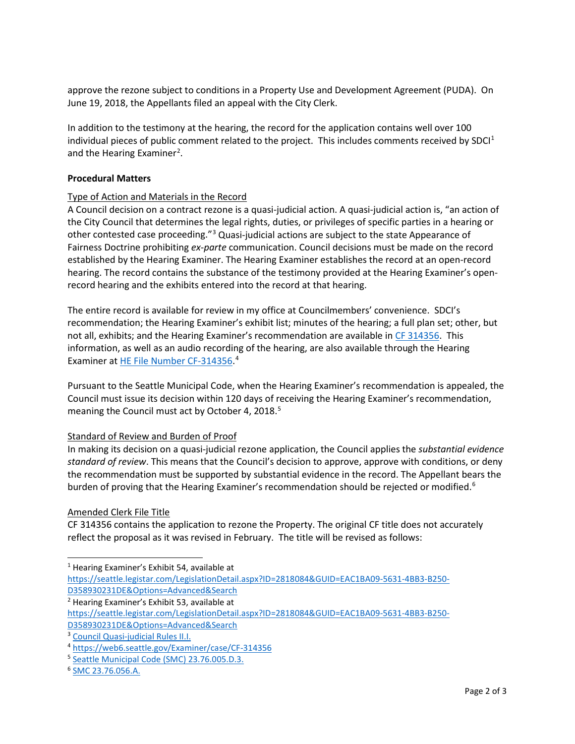approve the rezone subject to conditions in a Property Use and Development Agreement (PUDA). On June 19, 2018, the Appellants filed an appeal with the City Clerk.

In addition to the testimony at the hearing, the record for the application contains well over 100 individual pieces of public comment related to the project. This includes comments received by SDCI[1] and the Hearing Examiner[2].

**Procedural Matters**

Type of Action and Materials in the Record

A Council decision on a contract rezone is a quasi-judicial action. A quasi-judicial action is, "an action of the City Council that determines the legal rights, duties, or privileges of specific parties in a hearing or other contested case proceeding."[3] Quasi-judicial actions are subject to the state Appearance of Fairness Doctrine prohibiting *ex-parte* communication. Council decisions must be made on the record established by the Hearing Examiner. The Hearing Examiner establishes the record at an open-record hearing. The record contains the substance of the testimony provided at the Hearing Examiner's open-record hearing and the exhibits entered into the record at that hearing.

The entire record is available for review in my office at Councilmembers' convenience. SDCI's recommendation; the Hearing Examiner's exhibit list; minutes of the hearing; a full plan set; other, but not all, exhibits; and the Hearing Examiner's recommendation are available in CF 314356. This information, as well as an audio recording of the hearing, are also available through the Hearing Examiner at HE File Number CF-314356.[4]

Pursuant to the Seattle Municipal Code, when the Hearing Examiner's recommendation is appealed, the Council must issue its decision within 120 days of receiving the Hearing Examiner's recommendation, meaning the Council must act by October 4, 2018.[5]

Standard of Review and Burden of Proof

In making its decision on a quasi-judicial rezone application, the Council applies the *substantial evidence standard of review*. This means that the Council's decision to approve, approve with conditions, or deny the recommendation must be supported by substantial evidence in the record. The Appellant bears the burden of proving that the Hearing Examiner's recommendation should be rejected or modified.[6]

Amended Clerk File Title

CF 314356 contains the application to rezone the Property. The original CF title does not accurately reflect the proposal as it was revised in February. The title will be revised as follows:

---

[1] Hearing Examiner's Exhibit 54, available at https://seattle.legistar.com/LegislationDetail.aspx?ID=2818084&GUID=EAC1BA09-5631-4BB3-B250-D358930231DE&Options=Advanced&Search

[2] Hearing Examiner's Exhibit 53, available at https://seattle.legistar.com/LegislationDetail.aspx?ID=2818084&GUID=EAC1BA09-5631-4BB3-B250-D358930231DE&Options=Advanced&Search

[3] Council Quasi-judicial Rules II.I.

[4] https://web6.seattle.gov/Examiner/case/CF-314356

[5] Seattle Municipal Code (SMC) 23.76.005.D.3.

[6] SMC 23.76.056.A.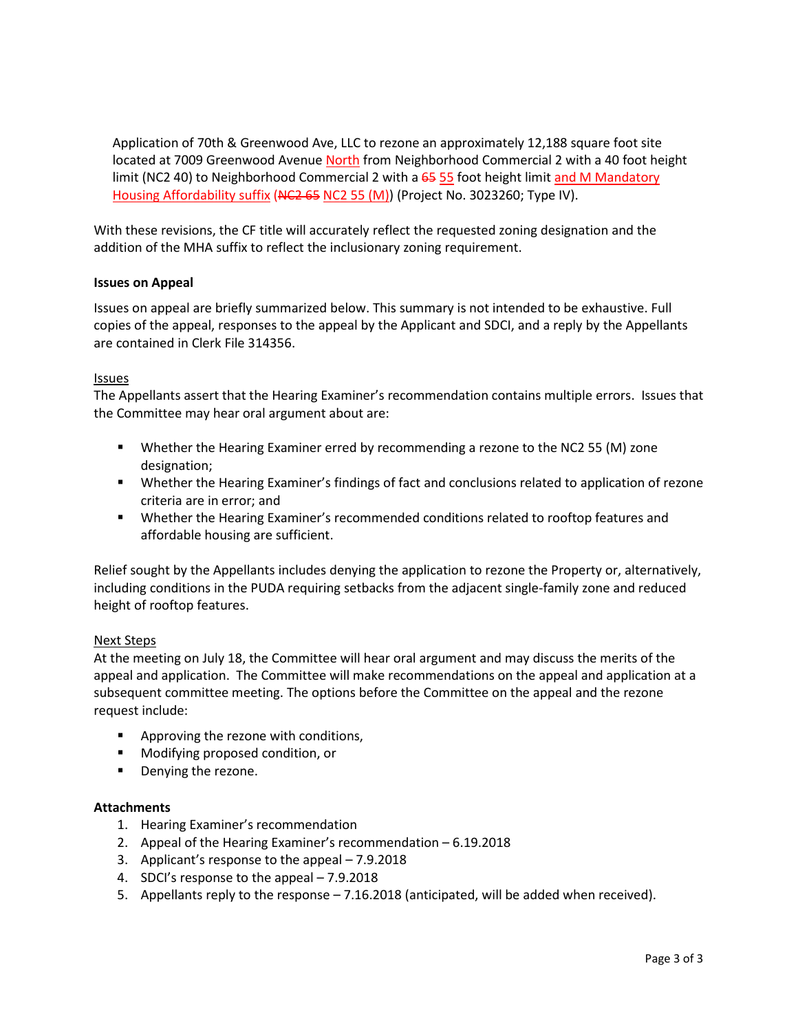Application of 70th & Greenwood Ave, LLC to rezone an approximately 12,188 square foot site located at 7009 Greenwood Avenue North from Neighborhood Commercial 2 with a 40 foot height limit (NC2 40) to Neighborhood Commercial 2 with a ~~65~~ 55 foot height limit and M Mandatory Housing Affordability suffix (~~NC2 65~~ NC2 55 (M)) (Project No. 3023260; Type IV).

With these revisions, the CF title will accurately reflect the requested zoning designation and the addition of the MHA suffix to reflect the inclusionary zoning requirement.

**Issues on Appeal**

Issues on appeal are briefly summarized below. This summary is not intended to be exhaustive. Full copies of the appeal, responses to the appeal by the Applicant and SDCI, and a reply by the Appellants are contained in Clerk File 314356.

Issues

The Appellants assert that the Hearing Examiner's recommendation contains multiple errors. Issues that the Committee may hear oral argument about are:

- Whether the Hearing Examiner erred by recommending a rezone to the NC2 55 (M) zone designation;
- Whether the Hearing Examiner's findings of fact and conclusions related to application of rezone criteria are in error; and
- Whether the Hearing Examiner's recommended conditions related to rooftop features and affordable housing are sufficient.

Relief sought by the Appellants includes denying the application to rezone the Property or, alternatively, including conditions in the PUDA requiring setbacks from the adjacent single-family zone and reduced height of rooftop features.

Next Steps

At the meeting on July 18, the Committee will hear oral argument and may discuss the merits of the appeal and application. The Committee will make recommendations on the appeal and application at a subsequent committee meeting. The options before the Committee on the appeal and the rezone request include:

- Approving the rezone with conditions,
- Modifying proposed condition, or
- Denying the rezone.

**Attachments**

1. Hearing Examiner's recommendation
2. Appeal of the Hearing Examiner's recommendation – 6.19.2018
3. Applicant's response to the appeal – 7.9.2018
4. SDCI's response to the appeal – 7.9.2018
5. Appellants reply to the response – 7.16.2018 (anticipated, will be added when received).